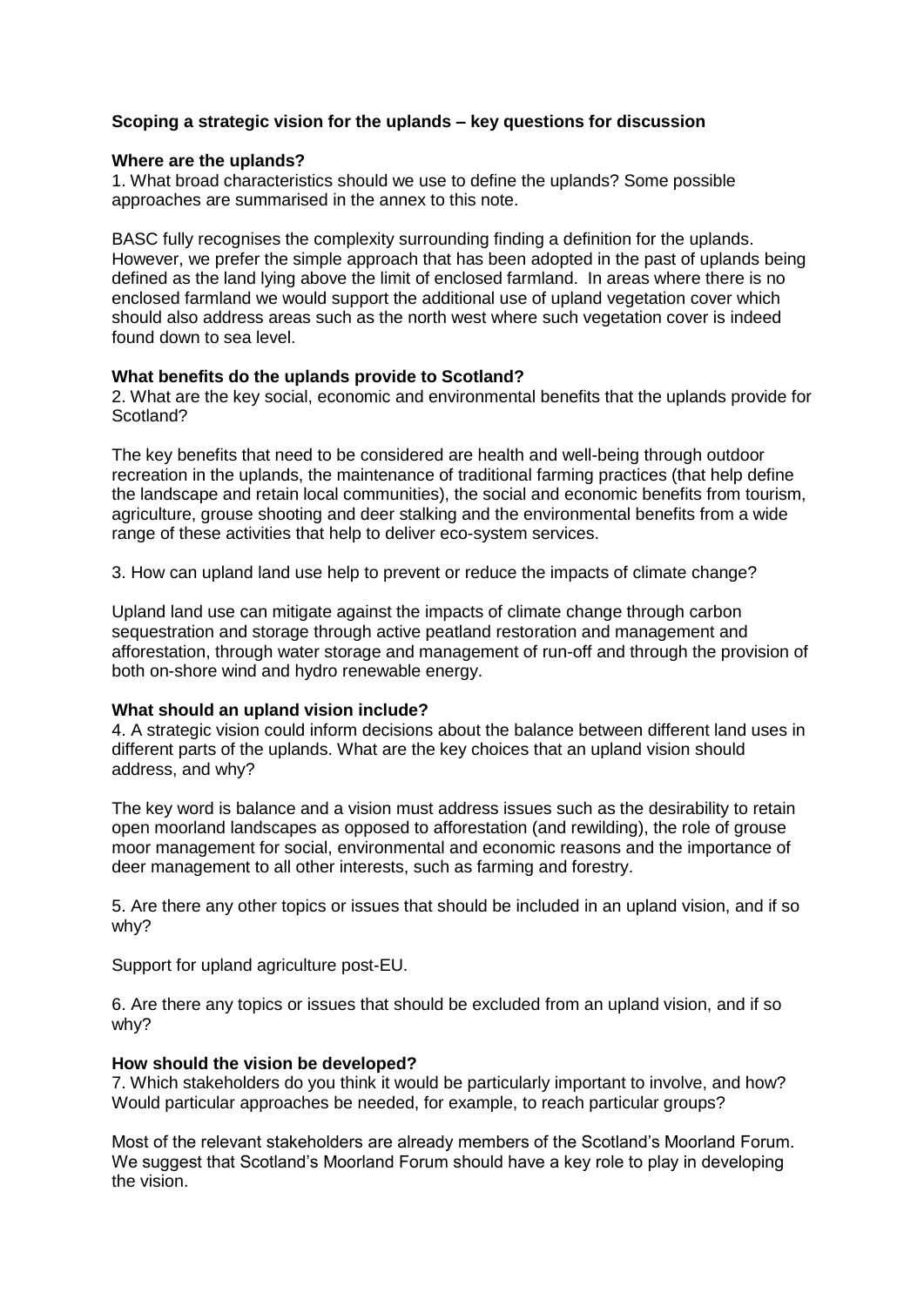**Scoping a strategic vision for the uplands – key questions for discussion**

**Where are the uplands?**

1. What broad characteristics should we use to define the uplands? Some possible approaches are summarised in the annex to this note.

BASC fully recognises the complexity surrounding finding a definition for the uplands. However, we prefer the simple approach that has been adopted in the past of uplands being defined as the land lying above the limit of enclosed farmland. In areas where there is no enclosed farmland we would support the additional use of upland vegetation cover which should also address areas such as the north west where such vegetation cover is indeed found down to sea level.

**What benefits do the uplands provide to Scotland?**

2. What are the key social, economic and environmental benefits that the uplands provide for Scotland?

The key benefits that need to be considered are health and well-being through outdoor recreation in the uplands, the maintenance of traditional farming practices (that help define the landscape and retain local communities), the social and economic benefits from tourism, agriculture, grouse shooting and deer stalking and the environmental benefits from a wide range of these activities that help to deliver eco-system services.

3. How can upland land use help to prevent or reduce the impacts of climate change?

Upland land use can mitigate against the impacts of climate change through carbon sequestration and storage through active peatland restoration and management and afforestation, through water storage and management of run-off and through the provision of both on-shore wind and hydro renewable energy.

**What should an upland vision include?**

4. A strategic vision could inform decisions about the balance between different land uses in different parts of the uplands. What are the key choices that an upland vision should address, and why?

The key word is balance and a vision must address issues such as the desirability to retain open moorland landscapes as opposed to afforestation (and rewilding), the role of grouse moor management for social, environmental and economic reasons and the importance of deer management to all other interests, such as farming and forestry.

5. Are there any other topics or issues that should be included in an upland vision, and if so why?

Support for upland agriculture post-EU.

6. Are there any topics or issues that should be excluded from an upland vision, and if so why?

**How should the vision be developed?**

7. Which stakeholders do you think it would be particularly important to involve, and how? Would particular approaches be needed, for example, to reach particular groups?

Most of the relevant stakeholders are already members of the Scotland's Moorland Forum. We suggest that Scotland's Moorland Forum should have a key role to play in developing the vision.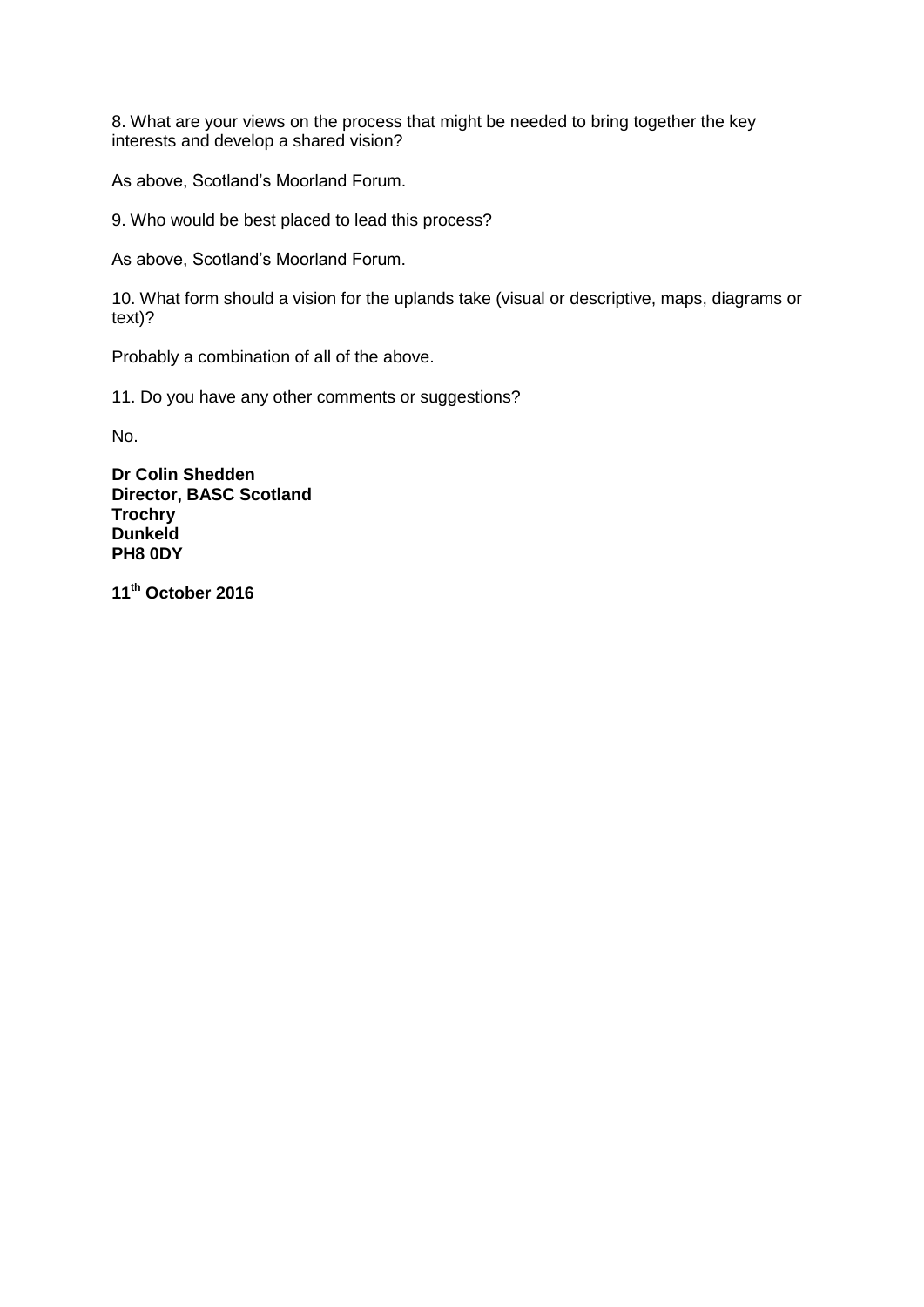8. What are your views on the process that might be needed to bring together the key interests and develop a shared vision?

As above, Scotland's Moorland Forum.

9. Who would be best placed to lead this process?

As above, Scotland's Moorland Forum.

10. What form should a vision for the uplands take (visual or descriptive, maps, diagrams or text)?

Probably a combination of all of the above.

11. Do you have any other comments or suggestions?

No.

**Dr Colin Shedden**
**Director, BASC Scotland**
**Trochry**
**Dunkeld**
**PH8 0DY**

**11th October 2016**